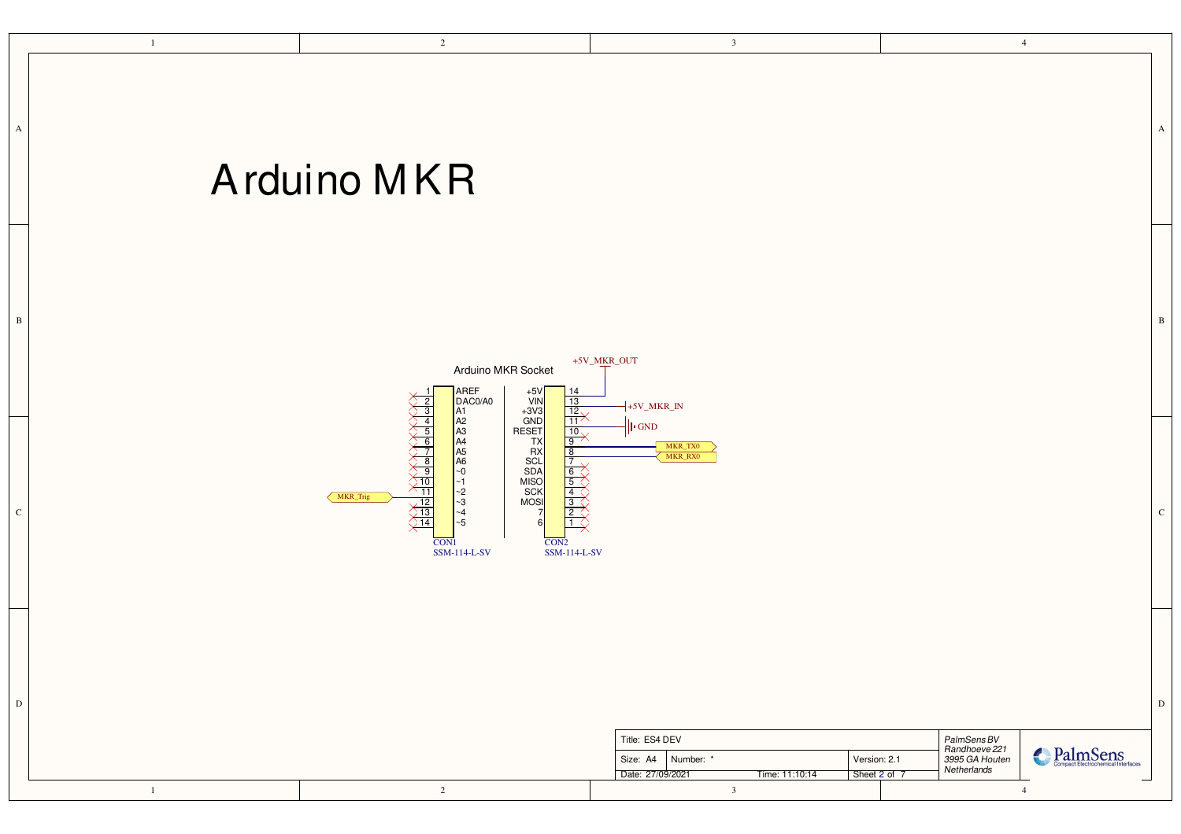# Arduino MKR

Arduino MKR Socket

| CON1 Pin | Signal | Net |
|---|---|---|
| 1 | AREF | |
| 2 | DAC0/A0 | |
| 3 | A1 | |
| 4 | A2 | |
| 5 | A3 | |
| 6 | A4 | |
| 7 | A5 | |
| 8 | A6 | |
| 9 | ~0 | |
| 10 | ~1 | |
| 11 | ~2 | |
| 12 | ~3 | MKR_Trig |
| 13 | ~4 | |
| 14 | ~5 | |

CON1
SSM-114-L-SV

| CON2 Pin | Signal | Net |
|---|---|---|
| 14 | +5V | +5V_MKR_OUT |
| 13 | VIN | +5V_MKR_IN |
| 12 | +3V3 | |
| 11 | GND | GND |
| 10 | RESET | |
| 9 | TX | MKR_TX0 |
| 8 | RX | MKR_RX0 |
| 7 | SCL | |
| 6 | SDA | |
| 5 | MISO | |
| 4 | SCK | |
| 3 | MOSI | |
| 2 | 7 | |
| 1 | 6 | |

CON2
SSM-114-L-SV

| Title: ES4 DEV | | | PalmSens BV Randhoeve 221 3995 GA Houten Netherlands |
|---|---|---|---|
| Size: A4 | Number: * | Version: 2.1 | |
| Date: 27/09/2021 | Time: 11:10:14 | Sheet 2 of 7 | |

PalmSens
Compact Electrochemical Interfaces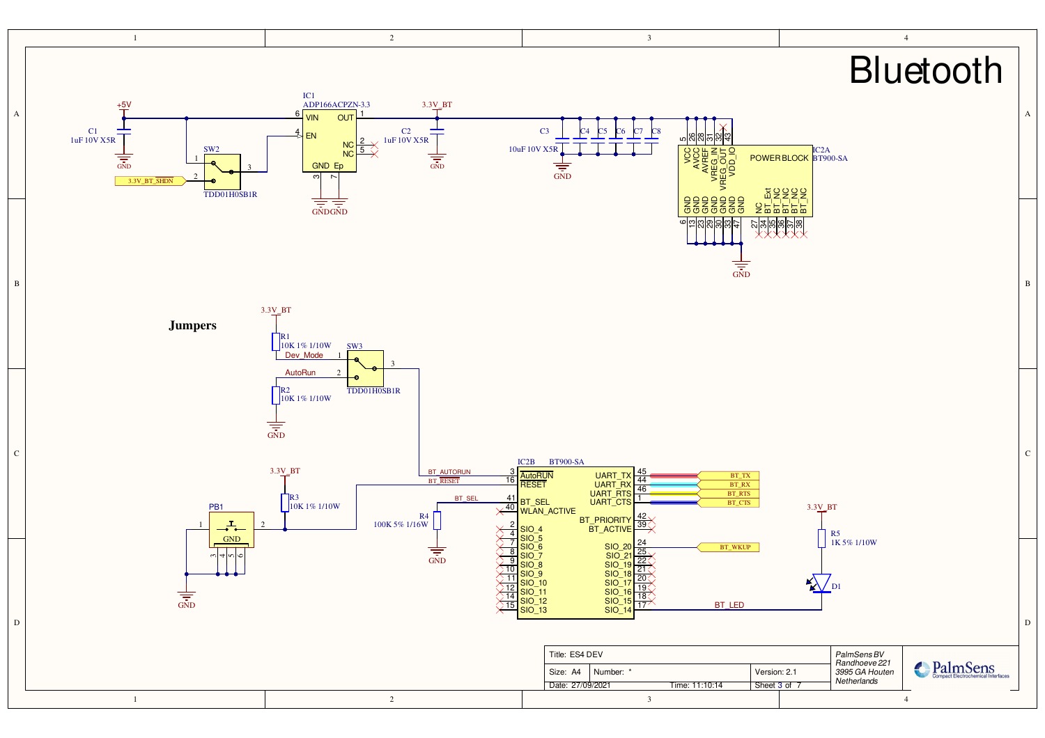# Bluetooth

IC1
ADP166ACPZN-3.3

- 6 VIN
- 1 OUT
- 4 EN
- 2 NC
- 5 NC
- GND 3
- Ep 7

+5V

C1
1uF 10V X5R

C2
1uF 10V X5R

3.3V_BT

SW2
TDD01H0SB1R

3.3V_BT_SHDN

GND

C3
10uF 10V X5R

C4 C5 C6 C7 C8

IC2A
BT900-SA

POWER BLOCK

| Pin | Name |
| --- | --- |
| 5 | VCC |
| 26 | AVCC |
| 28 | AVREF |
| 31 | VREG_IN |
| 32 | VREG_OUT |
| 43 | VDD_IO |
| 6 | GND |
| 13 | GND |
| 23 | GND |
| 29 | GND |
| 30 | GND |
| 33 | GND |
| 47 | GND |
| 27 | NC |
| 34 | BT_Ext |
| 35 | BT_NC |
| 36 | BT_NC |
| 37 | BT_NC |
| 38 | BT_NC |

## Jumpers

3.3V_BT

R1
10K 1% 1/10W

Dev_Mode

AutoRun

R2
10K 1% 1/10W

SW3
TDD01H0SB1R

PB1

R3
10K 1% 1/10W

R4
100K 5% 1/16W

BT_AUTORUN

BT_RESET

BT_SEL

IC2B BT900-SA

| Pin | Name | Name | Pin |
| --- | --- | --- | --- |
| 3 | AutoRUN | UART_TX | 45 |
| 16 | RESET | UART_RX | 44 |
| 41 | BT_SEL | UART_RTS | 46 |
| 40 | WLAN_ACTIVE | UART_CTS | 1 |
| 2 | SIO_4 | BT_PRIORITY | 42 |
| 4 | SIO_5 | BT_ACTIVE | 39 |
| 7 | SIO_6 | SIO_20 | 24 |
| 8 | SIO_7 | SIO_21 | 25 |
| 9 | SIO_8 | SIO_19 | 22 |
| 10 | SIO_9 | SIO_18 | 21 |
| 11 | SIO_10 | SIO_17 | 20 |
| 12 | SIO_11 | SIO_16 | 19 |
| 14 | SIO_12 | SIO_15 | 18 |
| 15 | SIO_13 | SIO_14 | 17 |

BT_TX
BT_RX
BT_RTS
BT_CTS
BT_WKUP

BT_LED

3.3V_BT

R5
1K 5% 1/10W

D1

| Title: ES4 DEV | | | |
| --- | --- | --- | --- |
| Size: A4 | Number: * | | Version: 2.1 |
| Date: 27/09/2021 | | Time: 11:10:14 | Sheet 3 of 7 |

PalmSens BV
Randhoeve 221
3995 GA Houten
Netherlands

PalmSens
Compact Electrochemical Interfaces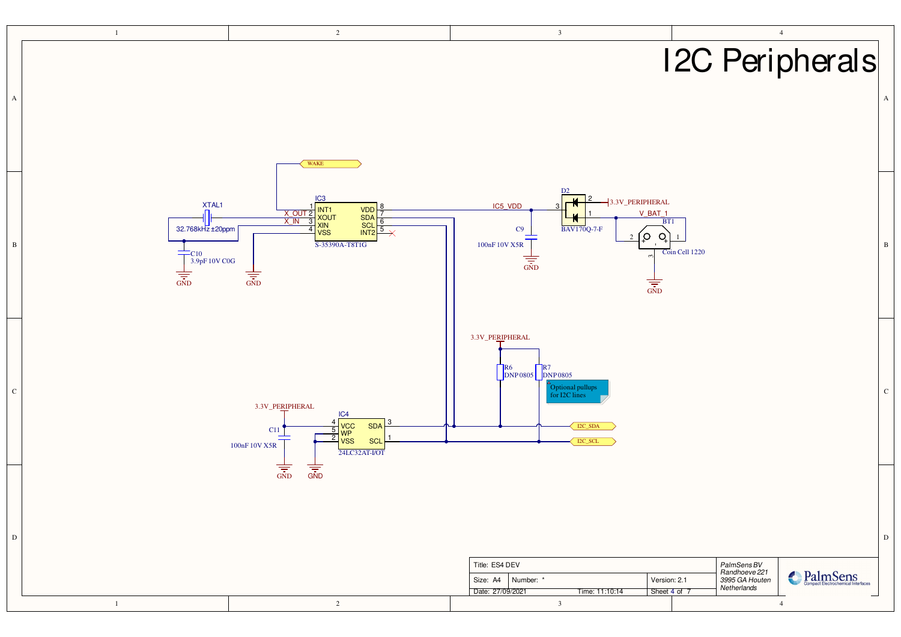# I2C Peripherals

WAKE

IC3
S-35390A-T8T1G
1 INT1
2 XOUT
3 XIN
4 VSS
8 VDD
7 SDA
6 SCL
5 INT2

X_OUT
X_IN

XTAL1
32.768kHz ±20ppm

C10
3.9pF 10V C0G

GND

GND

IC5_VDD

C9
100nF 10V X5R

GND

D2
BAV170Q-7-F
3
2
1

3.3V_PERIPHERAL

V_BAT_1

BT1
Coin Cell 1220

GND

3.3V_PERIPHERAL

R6
DNP 0805

R7
DNP 0805

Optional pullups for I2C lines

3.3V_PERIPHERAL

C11
100nF 10V X5R

GND

GND

IC4
24LC32AT-I/OT
4 VCC
5 WP
2 VSS
3 SDA
1 SCL

I2C_SDA

I2C_SCL

| Title: ES4 DEV | | | PalmSens BV<br>Randhoeve 221<br>3995 GA Houten<br>Netherlands |
|---|---|---|---|
| Size: A4 | Number: * | Version: 2.1 | |
| Date: 27/09/2021 | Time: 11:10:14 | Sheet 4 of 7 | |

PalmSens
Compact Electrochemical Interfaces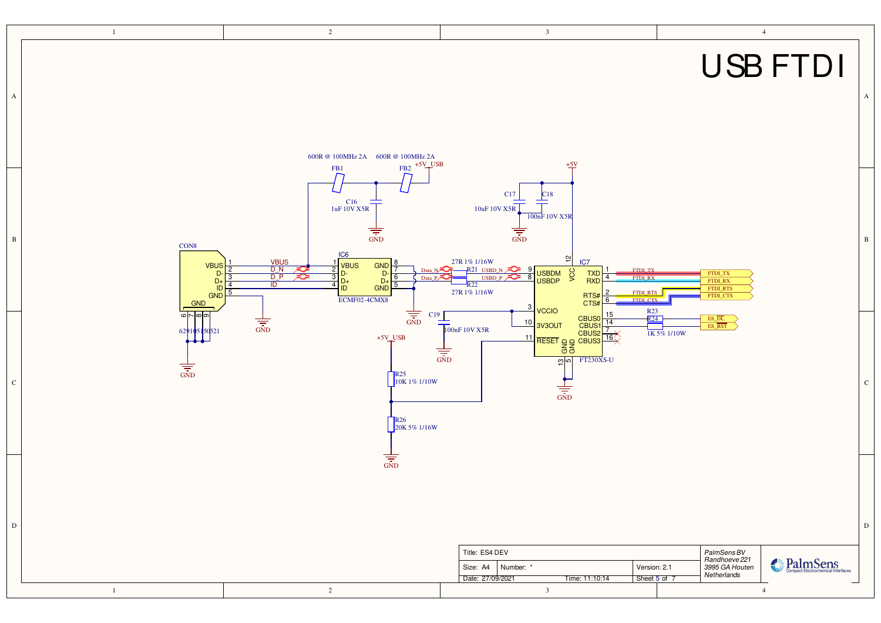# USB FTDI

CON8
- VBUS 1
- D- 2
- D+ 3
- ID 4
- GND 5
- GND 6 7 8 9

629105150521

VBUS, D_N, D_P, ID

FB1 600R @ 100MHz 2A
FB2 600R @ 100MHz 2A
+5V_USB

C16 1uF 10V X5R

IC6 ECMF02-4CMX8
- 1 VBUS
- 2 D-
- 3 D+
- 4 ID
- GND 8
- D- 7
- D+ 6
- GND 5

Data_N, Data_P

R21 27R 1% 1/16W
R22 27R 1% 1/16W

USBD_N, USBD_P

+5V

C17 10uF 10V X5R
C18 100nF 10V X5R

C19 100nF 10V X5R

IC7 FT230XS-U
- 9 USBDM
- 8 USBDP
- 12 VCC
- 3 VCCIO
- 10 3V3OUT
- 11 RESET
- 13 GND
- 5 GND
- TXD 1
- RXD 4
- RTS# 2
- CTS# 6
- CBUS0 15
- CBUS1 14
- CBUS2 7
- CBUS3 16

FTDI_TX, FTDI_RX, FTDI_RTS, FTDI_CTS

R23, R24 1K 5% 1/10W

ES_DL, ES_RST

+5V_USB
R25 10K 1% 1/10W
R26 20K 5% 1/16W

GND

| Title: ES4 DEV | | | PalmSens BV Randhoeve 221 3995 GA Houten Netherlands |
|---|---|---|---|
| Size: A4 | Number: * | Version: 2.1 | |
| Date: 27/09/2021 | Time: 11:10:14 | Sheet 5 of 7 | |

PalmSens Compact Electrochemical Interfaces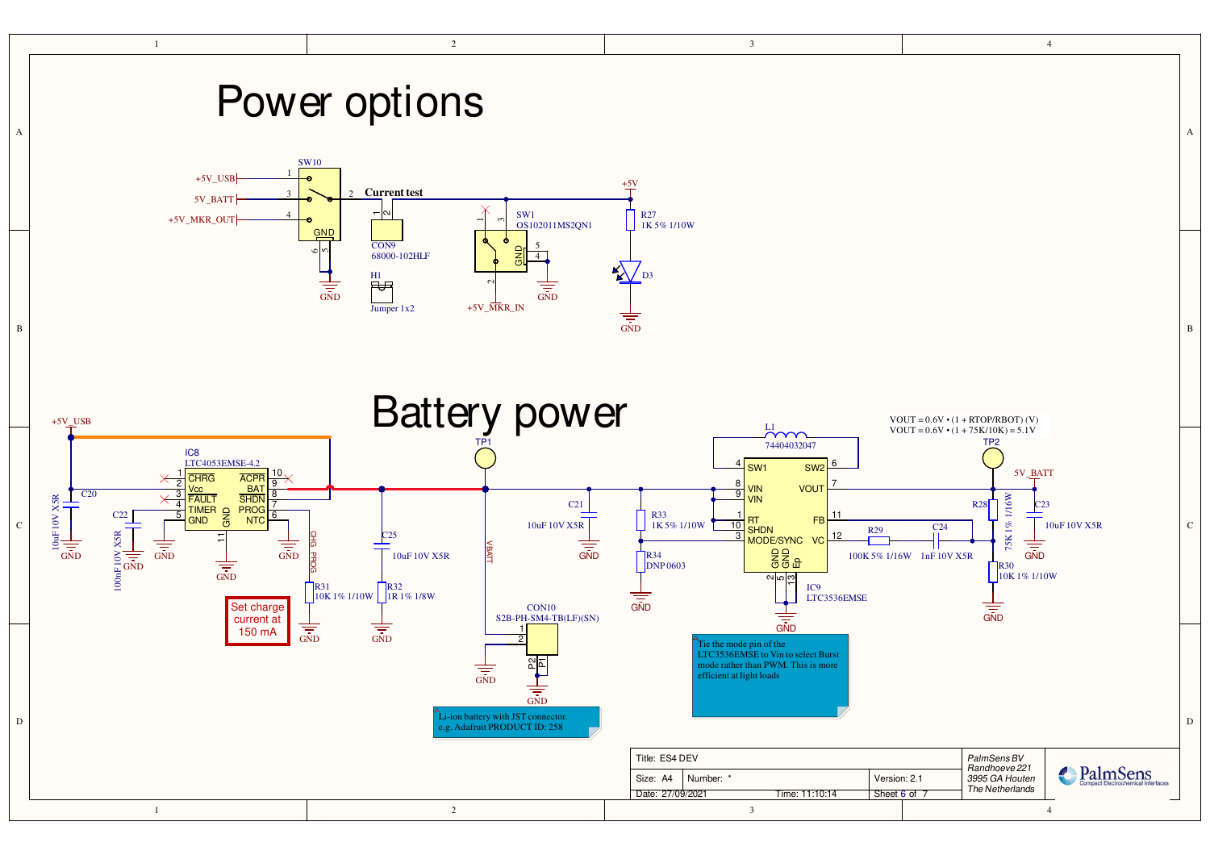# Power options

SW10

+5V_USB 1
5V_BATT 3
+5V_MKR_OUT 4
2 Current test
GND 6 5

CON9
68000-102HLF

H1
Jumper 1x2

SW1
OS102011MS2QN1

+5V_MKR_IN

GND

+5V
R27
1K 5% 1/10W
D3
GND

# Battery power

+5V_USB

C20
10uF 10V X5R

IC8
LTC4053EMSE-4.2

CHRG, Vcc, FAULT, TIMER, GND, ACPR, BAT, SHDN, PROG, NTC, GND

C22
100nF 10V X5R

C25
10uF 10V X5R

R31
10K 1% 1/10W

R32
1R 1% 1/8W

Set charge current at 150 mA

TP1
VBATT

CON10
S2B-PH-SM4-TB(LF)(SN)

Li-ion battery with JST connector.
e.g. Adafruit PRODUCT ID: 258

C21
10uF 10V X5R

R33
1K 5% 1/10W

R34
DNP 0603

L1
74404032047

IC9
LTC3536EMSE

SW1, SW2, VIN, VIN, VOUT, RT, FB, SHDN, MODE/SYNC, VC, GND, GND, Ep

R29
100K 5% 1/16W

C24
1nF 10V X5R

Tie the mode pin of the LTC3536EMSE to Vin to select Burst mode rather than PWM. This is more efficient at light loads

$$VOUT = 0.6V \cdot (1 + RTOP/RBOT)\ (V)$$
$$VOUT = 0.6V \cdot (1 + 75K/10K) = 5.1V$$

TP2
5V_BATT

R28
75K 1% 1/16W

R30
10K 1% 1/10W

C23
10uF 10V X5R

GND

| Title: ES4 DEV | | |
|---|---|---|
| Size: A4 | Number: * | Version: 2.1 |
| Date: 27/09/2021 | Time: 11:10:14 | Sheet 6 of 7 |

*PalmSens BV*
*Randhoeve 221*
*3995 GA Houten*
*The Netherlands*

PalmSens
Compact Electrochemical Interfaces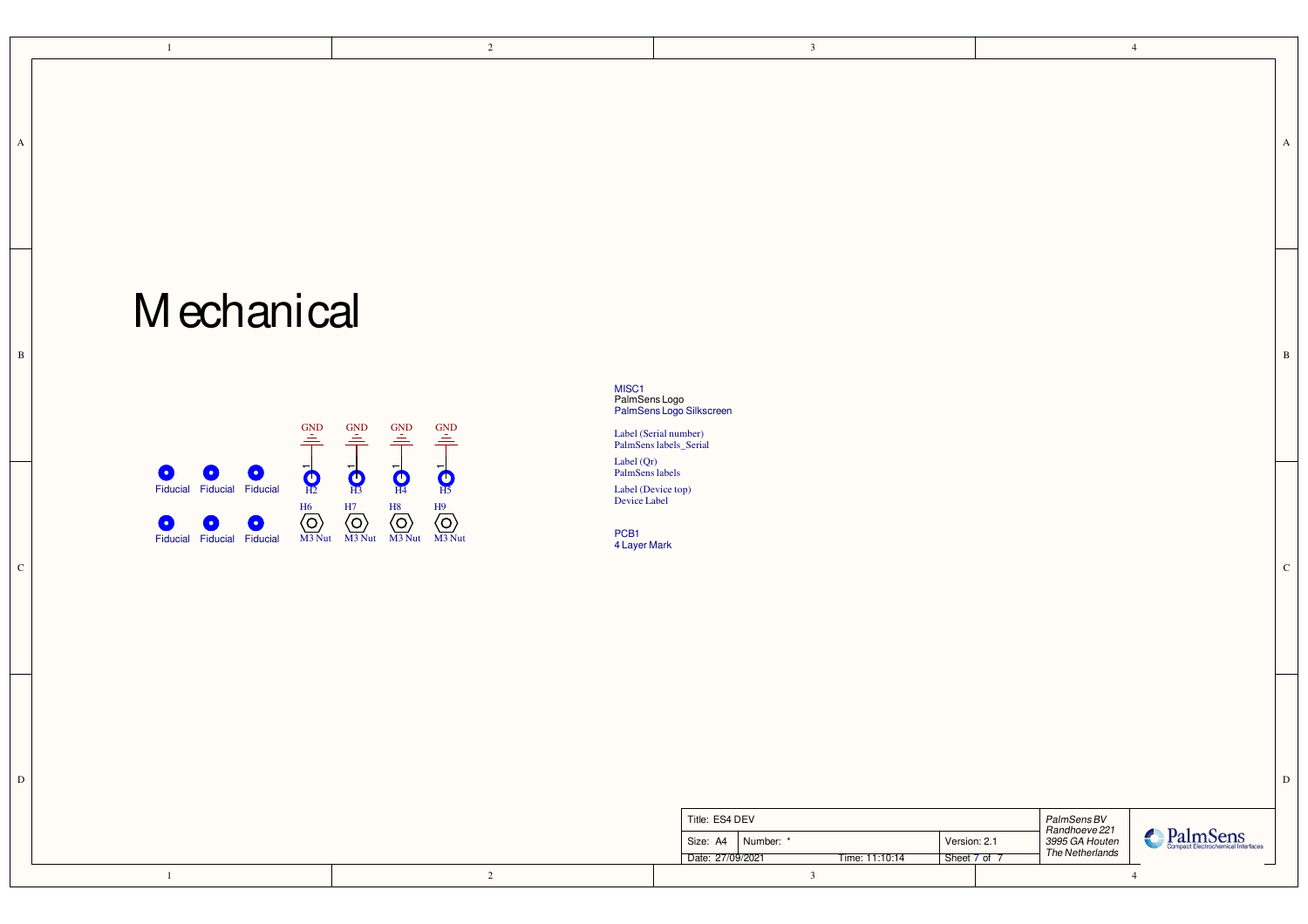# Mechanical

Fiducial Fiducial Fiducial

Fiducial Fiducial Fiducial

GND GND GND GND

H2 H3 H4 H5

H6 H7 H8 H9

M3 Nut M3 Nut M3 Nut M3 Nut

MISC1
PalmSens Logo
PalmSens Logo Silkscreen

Label (Serial number)
PalmSens labels_Serial

Label (Qr)
PalmSens labels

Label (Device top)
Device Label

PCB1
4 Layer Mark

| Title: ES4 DEV | | | |
|---|---|---|---|
| Size: A4 | Number: * | | Version: 2.1 |
| Date: 27/09/2021 | | Time: 11:10:14 | Sheet 7 of 7 |

*PalmSens BV*
*Randhoeve 221*
*3995 GA Houten*
*The Netherlands*

PalmSens Compact Electrochemical Interfaces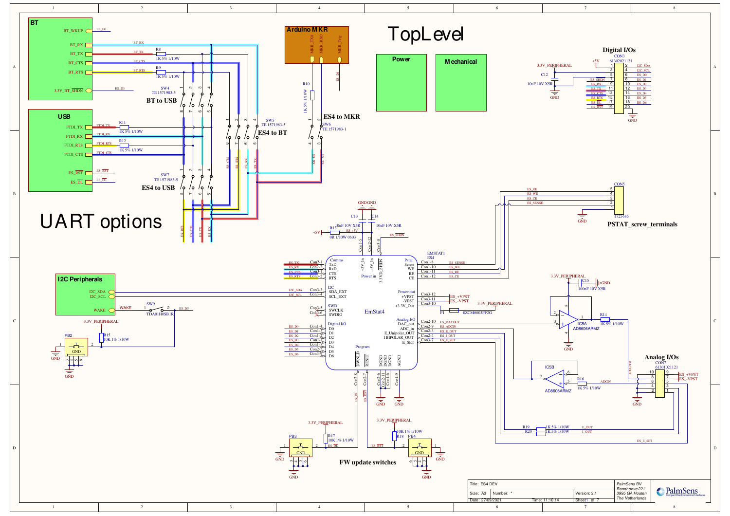# TopLevel

## UART options

**BT**

BT_WKUP — ES_D6
BT_RX — BT_RX
BT_TX — BT_TX (R8 1K 5% 1/10W)
BT_CTS — BT_CTS
BT_RTS — BT_RTS (R9 1K 5% 1/10W)
3.3V_BT_SHDN — ES_D3

SW4 TE 1571983-5 **BT to USB**

**USB**

FTDI_TX — FTDI_TX (R11 1K 5% 1/10W)
FTDI_RX — FTDI_RX
FTDI_RTS — FTDI_RTS (R12 1K 5% 1/10W)
FTDI_CTS — FTDI_CTS
ES_RST — ES_RST
ES_DL — ES_DL

SW7 TE 1571983-5 **ES4 to USB**

SW5 TE 1571983-5 **ES4 to BT**

ES_CTS, ES_RTS, ES_RX, ES_TX

**Arduino MKR**

MKR_TX0, MKR_RX0, MKR_Trig

R10 1K 5% 1/10W

ES_D4

SW6 TE 1571983-1 **ES4 to MKR**

ES_RX, ES_TX

**Power**

**Mechanical**

**Digital I/Os**

CON3 61302021121

3.3V_PERIPHERAL, +5V, C12 10uF 10V X5R, GND

| Pin | Signal | Pin | Signal |
|---|---|---|---|
| 1 | 3.3V_PERIPHERAL | 2 | I2C_SDA |
| 3 | +5V | 4 | I2C_SCL |
| 5 | | 6 | ES_D0 |
| 7 | ES_SHDN | 8 | ES_D1 |
| 9 | ES_RX | 10 | ES_D2 |
| 11 | ES_TX | 12 | ES_D3 |
| 13 | ES_CTS | 14 | ES_D4 |
| 15 | ES_RTS | 16 | ES_D5 |
| 17 | ES_DL | 18 | ES_D6 |
| 19 | ES_RST | 20 | GND |

**PSTAT_screw_terminals**

CON5 1725685

| Pin | Signal |
|---|---|
| 5 | ES_RE |
| 4 | ES_WE |
| 3 | ES_CE |
| 2 | ES_SENSE |
| 1 | GND |

**EMSTAT1 ES4 — EmStat4**

C13 10uF 10V X5R, C14 10uF 10V X5R, GND GND

R13 0R 1/10W 0603, +5V — ES_+5V

ES_SHDN

Power in: +5V_In (Con1-5), +5V_In (Con2-12), 3.3VD_SHDN (Con3-8)

Comms: TxD (Con2-1, ES_TX), RxD (Con2-2, ES_RX), CTS (Con3-1, ES_CTS), RTS (Con3-2, ES_RTS)

I2C: SDA_EXT (Con3-3, I2C_SDA), SCL_EXT (Con3-4, I2C_SCL)

SWD: SWCLK (Con3-5), SWDIO (Con3-6)

Digital I/O: D0 (Con1-4, ES_D0), D1 (Con1-3, ES_D1), D2 (Con1-2, ES_D2), D3 (Con1-1, ES_D3), D4 (Con1-6, ES_D4), D5 (Con2-5, ES_D5), D6 (Con3-7, ES_D6)

Program: DWNLD (Con2-8, ES_DL), RESET (Con2-7, ES_RST)

DGND (Con2-6, Con2-11, Con1-6), AGND (Con1-9)

Pstat: Sense (Con1-8, ES_SENSE), WE (Con1-10, ES_WE), RE (Con1-11, ES_RE), CE (Con1-12, ES_CE)

Power out: +VPST (Con3-12, ES_+VPST), -VPST (Con3-11, ES_-VPST), +3.3V_Out (Con3-10)

F1 0ZCM0003FF2G — 3.3V_PERIPHERAL

Analog I/O: DAC_out (Con2-10, ES_DACOUT), ADC_in (Con2-9, ES_ADCIN), E_Unipolar_OUT (Con2-3, ES_E_OUT), I BIPOLAR_OUT (Con2-4, ES_I_OUT), E_SET (Con3-7, ES_E_SET)

**I2C Peripherals**

I2C_SDA, I2C_SCL, WAKE — SW9 TDA01H0SB1R — ES_D5

3.3V_PERIPHERAL, R15 10K 1% 1/10W, PB2, GND

3.3V_PERIPHERAL, C15 100nF 10V X5R, GND

IC5A AD8606ARMZ, R14 1K 5% 1/10W, DACOUT

IC5B AD8606ARMZ, R16 1K 5% 1/10W, ADCIN

**Analog I/Os**

CON7 61301021121

| Pin | Signal | Pin | Signal |
|---|---|---|---|
| 10 | | 9 | ES_+VPST |
| 8 | DACOUT | 7 | ES_-VPST |
| 6 | ADCIN | 5 | |
| 4 | | 3 | |
| 2 | GND | 1 | |

R19 1K 5% 1/10W — E_OUT
R20 1K 5% 1/10W — I_OUT
ES_E_SET

**FW update switches**

PB3, 3.3V_PERIPHERAL, R17 10K 1% 1/10W, ES_DL, GND

PB4, 3.3V_PERIPHERAL, R18 10K 1% 1/10W, ES_RST, GND

| | | |
|---|---|---|
| Title: ES4 DEV | | PalmSens BV Randhoeve 221 3995 GA Houten The Netherlands |
| Size: A3 | Number: * | Version: 2.1 |
| Date: 27/09/2021 | Time: 11:10:14 | Sheet1 of 7 |

PalmSens Compact Electrochemical Interfaces